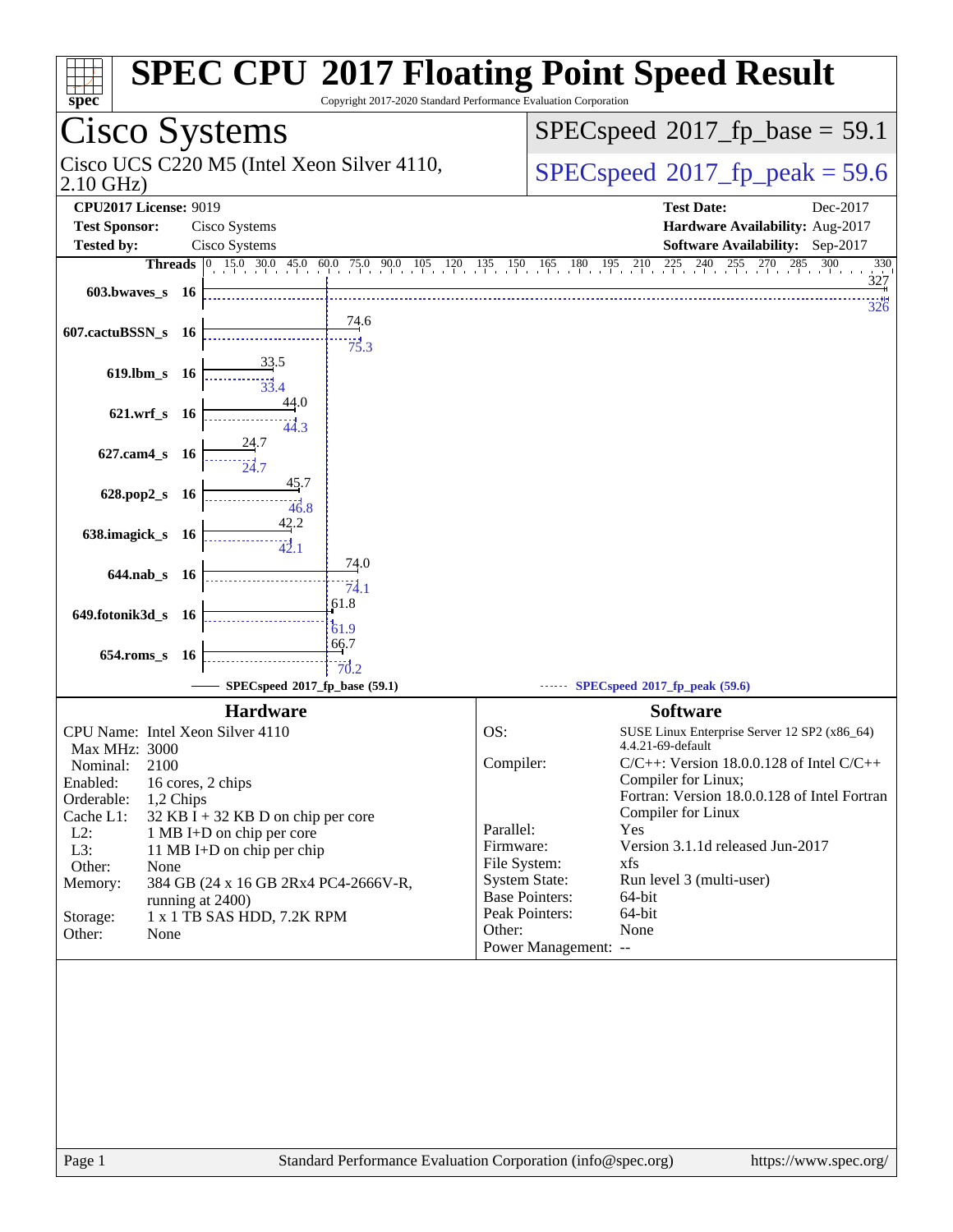# SPEC CPU 2017 Floating Point Speed Result

Copyright 2017-2020 Standard Performance Evaluation Corporation

## Cisco Systems

Cisco UCS C220 M5 (Intel Xeon Silver 4110, 2.10 GHz)

SPECspeed 2017_fp_base = 59.1

SPECspeed 2017_fp_peak = 59.6

**CPU2017 License:** 9019
**Test Sponsor:** Cisco Systems
**Tested by:** Cisco Systems

**Test Date:** Dec-2017
**Hardware Availability:** Aug-2017
**Software Availability:** Sep-2017

| Benchmark | Threads | Base | Peak |
|---|---|---|---|
| 603.bwaves_s | 16 | 327 | 326 |
| 607.cactuBSSN_s | 16 | 74.6 | 75.3 |
| 619.lbm_s | 16 | 33.5 | 33.4 |
| 621.wrf_s | 16 | 44.0 | 44.3 |
| 627.cam4_s | 16 | 24.7 | 24.7 |
| 628.pop2_s | 16 | 45.7 | 46.8 |
| 638.imagick_s | 16 | 42.2 | 42.1 |
| 644.nab_s | 16 | 74.0 | 74.1 |
| 649.fotonik3d_s | 16 | 61.8 | 61.9 |
| 654.roms_s | 16 | 66.7 | 70.2 |

SPECspeed 2017_fp_base (59.1) — SPECspeed 2017_fp_peak (59.6)

### Hardware

| | |
|---|---|
| CPU Name: | Intel Xeon Silver 4110 |
| Max MHz: | 3000 |
| Nominal: | 2100 |
| Enabled: | 16 cores, 2 chips |
| Orderable: | 1,2 Chips |
| Cache L1: | 32 KB I + 32 KB D on chip per core |
| L2: | 1 MB I+D on chip per core |
| L3: | 11 MB I+D on chip per chip |
| Other: | None |
| Memory: | 384 GB (24 x 16 GB 2Rx4 PC4-2666V-R, running at 2400) |
| Storage: | 1 x 1 TB SAS HDD, 7.2K RPM |
| Other: | None |

### Software

| | |
|---|---|
| OS: | SUSE Linux Enterprise Server 12 SP2 (x86_64) 4.4.21-69-default |
| Compiler: | C/C++: Version 18.0.0.128 of Intel C/C++ Compiler for Linux; Fortran: Version 18.0.0.128 of Intel Fortran Compiler for Linux |
| Parallel: | Yes |
| Firmware: | Version 3.1.1d released Jun-2017 |
| File System: | xfs |
| System State: | Run level 3 (multi-user) |
| Base Pointers: | 64-bit |
| Peak Pointers: | 64-bit |
| Other: | None |
| Power Management: | -- |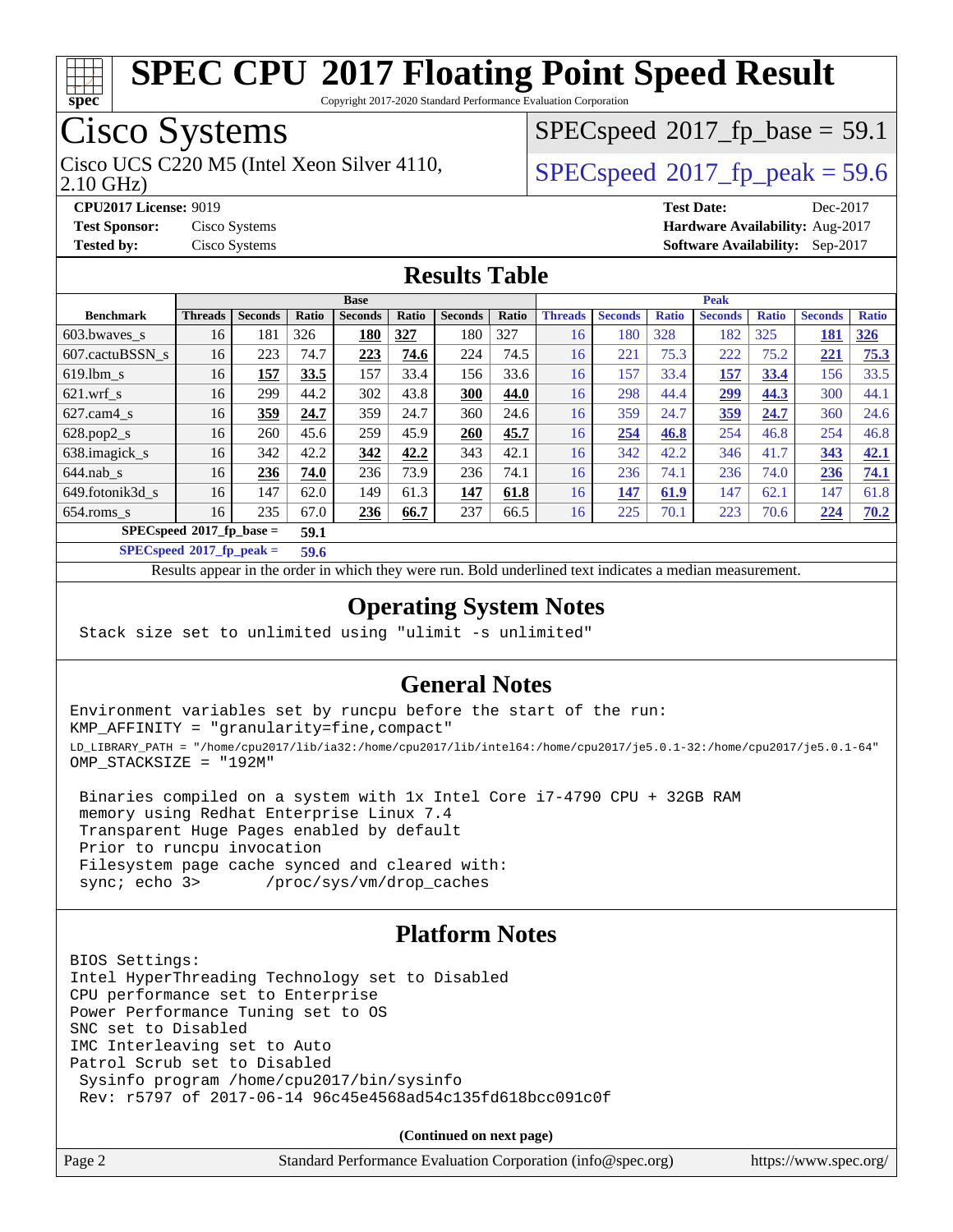# SPEC CPU 2017 Floating Point Speed Result

Copyright 2017-2020 Standard Performance Evaluation Corporation

## Cisco Systems

Cisco UCS C220 M5 (Intel Xeon Silver 4110, 2.10 GHz)

SPECspeed 2017_fp_base = 59.1

SPECspeed 2017_fp_peak = 59.6

**CPU2017 License:** 9019
**Test Sponsor:** Cisco Systems
**Tested by:** Cisco Systems

**Test Date:** Dec-2017
**Hardware Availability:** Aug-2017
**Software Availability:** Sep-2017

## Results Table

| Benchmark | Base | | | | | | | Peak | | | | | | |
|---|---|---|---|---|---|---|---|---|---|---|---|---|---|---|
| | Threads | Seconds | Ratio | Seconds | Ratio | Seconds | Ratio | Threads | Seconds | Ratio | Seconds | Ratio | Seconds | Ratio |
| 603.bwaves_s | 16 | 181 | 326 | **180** | **327** | 180 | 327 | 16 | 180 | 328 | 182 | 325 | **181** | **326** |
| 607.cactuBSSN_s | 16 | 223 | 74.7 | **223** | **74.6** | 224 | 74.5 | 16 | 221 | 75.3 | 222 | 75.2 | **221** | **75.3** |
| 619.lbm_s | 16 | **157** | **33.5** | 157 | 33.4 | 156 | 33.6 | 16 | 157 | 33.4 | **157** | **33.4** | 156 | 33.5 |
| 621.wrf_s | 16 | 299 | 44.2 | 302 | 43.8 | **300** | **44.0** | 16 | 298 | 44.4 | **299** | **44.3** | 300 | 44.1 |
| 627.cam4_s | 16 | **359** | **24.7** | 359 | 24.7 | 360 | 24.6 | 16 | 359 | 24.7 | **359** | **24.7** | 360 | 24.6 |
| 628.pop2_s | 16 | 260 | 45.6 | 259 | 45.9 | **260** | **45.7** | 16 | **254** | **46.8** | 254 | 46.8 | 254 | 46.8 |
| 638.imagick_s | 16 | 342 | 42.2 | **342** | **42.2** | 343 | 42.1 | 16 | 342 | 42.2 | 346 | 41.7 | **343** | **42.1** |
| 644.nab_s | 16 | **236** | **74.0** | 236 | 73.9 | 236 | 74.1 | 16 | 236 | 74.1 | 236 | 74.0 | **236** | **74.1** |
| 649.fotonik3d_s | 16 | 147 | 62.0 | 149 | 61.3 | **147** | **61.8** | 16 | **147** | **61.9** | 147 | 62.1 | 147 | 61.8 |
| 654.roms_s | 16 | 235 | 67.0 | **236** | **66.7** | 237 | 66.5 | 16 | 225 | 70.1 | 223 | 70.6 | **224** | **70.2** |
| SPECspeed 2017_fp_base = | | 59.1 | | | | | | | | | | | | |
| SPECspeed 2017_fp_peak = | | 59.6 | | | | | | | | | | | | |

Results appear in the order in which they were run. Bold underlined text indicates a median measurement.

## Operating System Notes

```
Stack size set to unlimited using "ulimit -s unlimited"
```

## General Notes

```
Environment variables set by runcpu before the start of the run:
KMP_AFFINITY = "granularity=fine,compact"
LD_LIBRARY_PATH = "/home/cpu2017/lib/ia32:/home/cpu2017/lib/intel64:/home/cpu2017/je5.0.1-32:/home/cpu2017/je5.0.1-64"
OMP_STACKSIZE = "192M"

 Binaries compiled on a system with 1x Intel Core i7-4790 CPU + 32GB RAM
 memory using Redhat Enterprise Linux 7.4
 Transparent Huge Pages enabled by default
 Prior to runcpu invocation
 Filesystem page cache synced and cleared with:
 sync; echo 3>       /proc/sys/vm/drop_caches
```

## Platform Notes

```
BIOS Settings:
Intel HyperThreading Technology set to Disabled
CPU performance set to Enterprise
Power Performance Tuning set to OS
SNC set to Disabled
IMC Interleaving set to Auto
Patrol Scrub set to Disabled
 Sysinfo program /home/cpu2017/bin/sysinfo
 Rev: r5797 of 2017-06-14 96c45e4568ad54c135fd618bcc091c0f
```

(Continued on next page)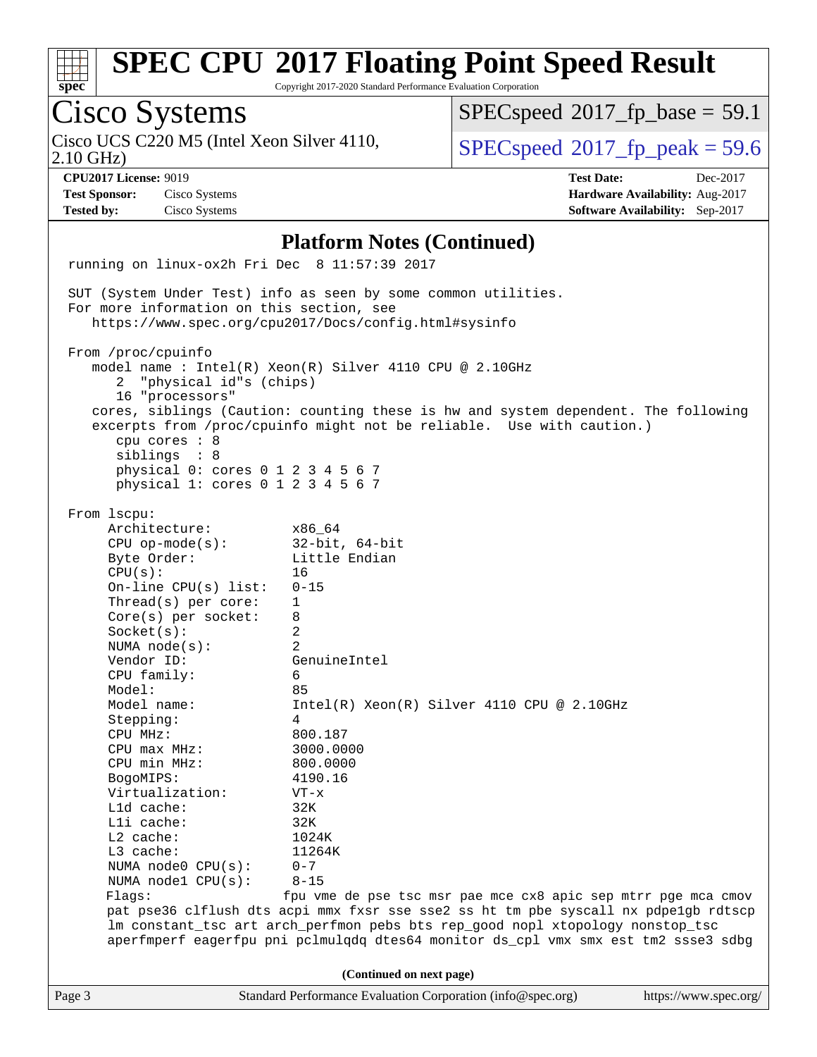# SPEC CPU 2017 Floating Point Speed Result

Copyright 2017-2020 Standard Performance Evaluation Corporation

## Cisco Systems

Cisco UCS C220 M5 (Intel Xeon Silver 4110, 2.10 GHz)

SPECspeed 2017_fp_base = 59.1

SPECspeed 2017_fp_peak = 59.6

**CPU2017 License:** 9019
**Test Sponsor:** Cisco Systems
**Tested by:** Cisco Systems

**Test Date:** Dec-2017
**Hardware Availability:** Aug-2017
**Software Availability:** Sep-2017

### Platform Notes (Continued)

```
running on linux-ox2h Fri Dec  8 11:57:39 2017

SUT (System Under Test) info as seen by some common utilities.
For more information on this section, see
   https://www.spec.org/cpu2017/Docs/config.html#sysinfo

From /proc/cpuinfo
   model name : Intel(R) Xeon(R) Silver 4110 CPU @ 2.10GHz
      2  "physical id"s (chips)
      16 "processors"
   cores, siblings (Caution: counting these is hw and system dependent. The following
   excerpts from /proc/cpuinfo might not be reliable.  Use with caution.)
      cpu cores : 8
      siblings  : 8
      physical 0: cores 0 1 2 3 4 5 6 7
      physical 1: cores 0 1 2 3 4 5 6 7

From lscpu:
     Architecture:          x86_64
     CPU op-mode(s):        32-bit, 64-bit
     Byte Order:            Little Endian
     CPU(s):                16
     On-line CPU(s) list:   0-15
     Thread(s) per core:    1
     Core(s) per socket:    8
     Socket(s):             2
     NUMA node(s):          2
     Vendor ID:             GenuineIntel
     CPU family:            6
     Model:                 85
     Model name:            Intel(R) Xeon(R) Silver 4110 CPU @ 2.10GHz
     Stepping:              4
     CPU MHz:               800.187
     CPU max MHz:           3000.0000
     CPU min MHz:           800.0000
     BogoMIPS:              4190.16
     Virtualization:        VT-x
     L1d cache:             32K
     L1i cache:             32K
     L2 cache:              1024K
     L3 cache:              11264K
     NUMA node0 CPU(s):     0-7
     NUMA node1 CPU(s):     8-15
     Flags:                 fpu vme de pse tsc msr pae mce cx8 apic sep mtrr pge mca cmov
     pat pse36 clflush dts acpi mmx fxsr sse sse2 ss ht tm pbe syscall nx pdpe1gb rdtscp
     lm constant_tsc art arch_perfmon pebs bts rep_good nopl xtopology nonstop_tsc
     aperfmperf eagerfpu pni pclmulqdq dtes64 monitor ds_cpl vmx smx est tm2 ssse3 sdbg
```

(Continued on next page)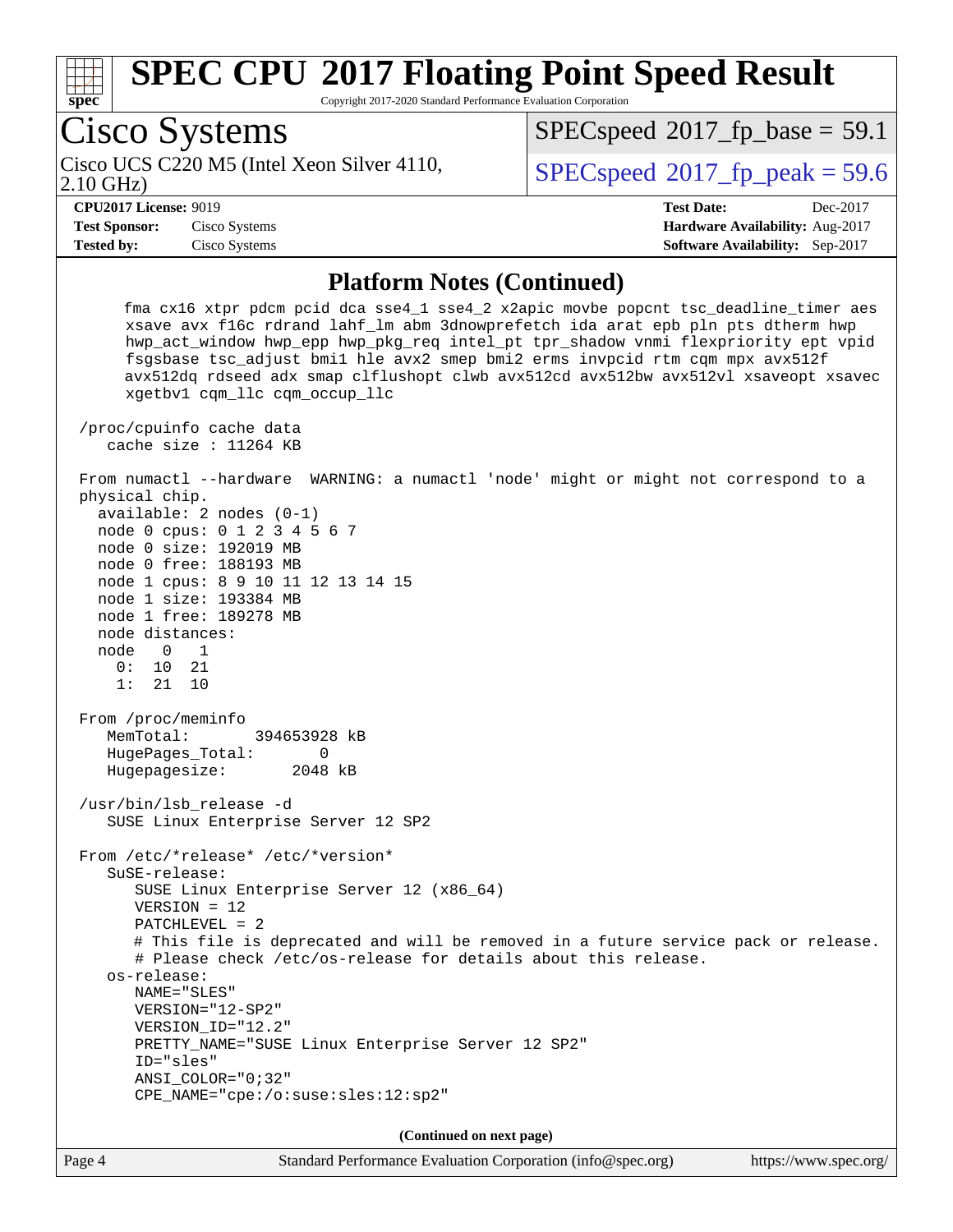## Platform Notes (Continued)

```
     fma cx16 xtpr pdcm pcid dca sse4_1 sse4_2 x2apic movbe popcnt tsc_deadline_timer aes
     xsave avx f16c rdrand lahf_lm abm 3dnowprefetch ida arat epb pln pts dtherm hwp
     hwp_act_window hwp_epp hwp_pkg_req intel_pt tpr_shadow vnmi flexpriority ept vpid
     fsgsbase tsc_adjust bmi1 hle avx2 smep bmi2 erms invpcid rtm cqm mpx avx512f
     avx512dq rdseed adx smap clflushopt clwb avx512cd avx512bw avx512vl xsaveopt xsavec
     xgetbv1 cqm_llc cqm_occup_llc

 /proc/cpuinfo cache data
    cache size : 11264 KB

 From numactl --hardware  WARNING: a numactl 'node' might or might not correspond to a
 physical chip.
   available: 2 nodes (0-1)
   node 0 cpus: 0 1 2 3 4 5 6 7
   node 0 size: 192019 MB
   node 0 free: 188193 MB
   node 1 cpus: 8 9 10 11 12 13 14 15
   node 1 size: 193384 MB
   node 1 free: 189278 MB
   node distances:
   node   0   1
     0:  10  21
     1:  21  10

 From /proc/meminfo
    MemTotal:       394653928 kB
    HugePages_Total:       0
    Hugepagesize:       2048 kB

 /usr/bin/lsb_release -d
    SUSE Linux Enterprise Server 12 SP2

 From /etc/*release* /etc/*version*
    SuSE-release:
       SUSE Linux Enterprise Server 12 (x86_64)
       VERSION = 12
       PATCHLEVEL = 2
       # This file is deprecated and will be removed in a future service pack or release.
       # Please check /etc/os-release for details about this release.
    os-release:
       NAME="SLES"
       VERSION="12-SP2"
       VERSION_ID="12.2"
       PRETTY_NAME="SUSE Linux Enterprise Server 12 SP2"
       ID="sles"
       ANSI_COLOR="0;32"
       CPE_NAME="cpe:/o:suse:sles:12:sp2"
```

**(Continued on next page)**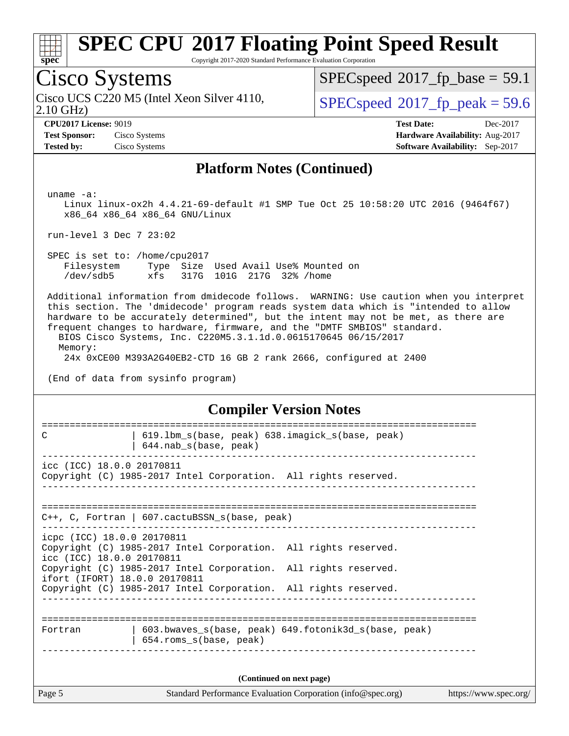## Platform Notes (Continued)

```
 uname -a:
    Linux linux-ox2h 4.4.21-69-default #1 SMP Tue Oct 25 10:58:20 UTC 2016 (9464f67)
    x86_64 x86_64 x86_64 GNU/Linux

 run-level 3 Dec 7 23:02

 SPEC is set to: /home/cpu2017
    Filesystem     Type  Size  Used Avail Use% Mounted on
    /dev/sdb5      xfs   317G  101G  217G  32% /home

 Additional information from dmidecode follows.  WARNING: Use caution when you interpret
 this section. The 'dmidecode' program reads system data which is "intended to allow
 hardware to be accurately determined", but the intent may not be met, as there are
 frequent changes to hardware, firmware, and the "DMTF SMBIOS" standard.
   BIOS Cisco Systems, Inc. C220M5.3.1.1d.0.0615170645 06/15/2017
   Memory:
    24x 0xCE00 M393A2G40EB2-CTD 16 GB 2 rank 2666, configured at 2400

 (End of data from sysinfo program)
```

## Compiler Version Notes

```
==============================================================================
C               | 619.lbm_s(base, peak) 638.imagick_s(base, peak)
                | 644.nab_s(base, peak)
------------------------------------------------------------------------------
icc (ICC) 18.0.0 20170811
Copyright (C) 1985-2017 Intel Corporation.  All rights reserved.
------------------------------------------------------------------------------

==============================================================================
C++, C, Fortran | 607.cactuBSSN_s(base, peak)
------------------------------------------------------------------------------
icpc (ICC) 18.0.0 20170811
Copyright (C) 1985-2017 Intel Corporation.  All rights reserved.
icc (ICC) 18.0.0 20170811
Copyright (C) 1985-2017 Intel Corporation.  All rights reserved.
ifort (IFORT) 18.0.0 20170811
Copyright (C) 1985-2017 Intel Corporation.  All rights reserved.
------------------------------------------------------------------------------

==============================================================================
Fortran         | 603.bwaves_s(base, peak) 649.fotonik3d_s(base, peak)
                | 654.roms_s(base, peak)
------------------------------------------------------------------------------
```

(Continued on next page)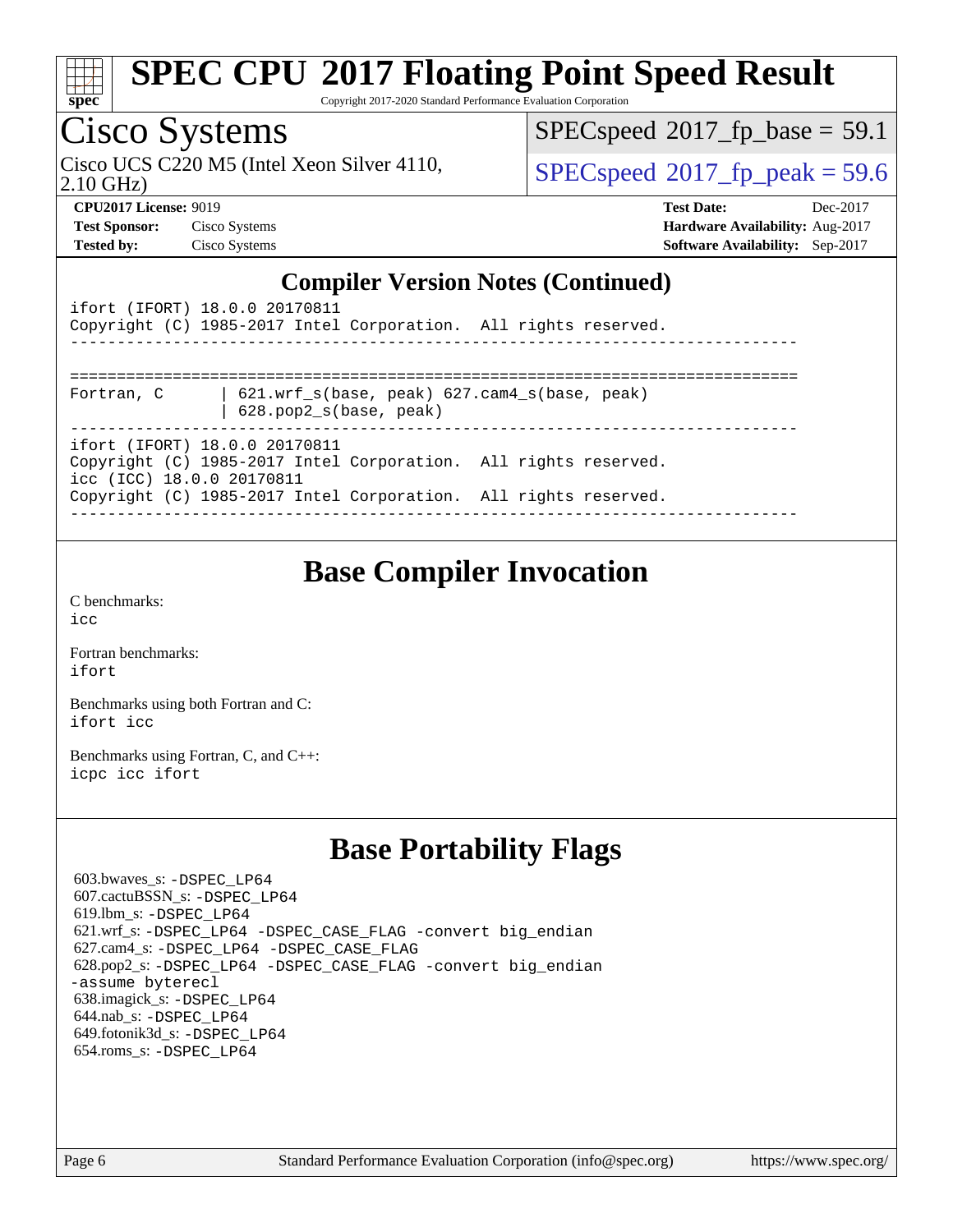# SPEC CPU 2017 Floating Point Speed Result

Copyright 2017-2020 Standard Performance Evaluation Corporation

## Cisco Systems

Cisco UCS C220 M5 (Intel Xeon Silver 4110, 2.10 GHz)

SPECspeed 2017_fp_base = 59.1

SPECspeed 2017_fp_peak = 59.6

**CPU2017 License:** 9019
**Test Sponsor:** Cisco Systems
**Tested by:** Cisco Systems

**Test Date:** Dec-2017
**Hardware Availability:** Aug-2017
**Software Availability:** Sep-2017

### Compiler Version Notes (Continued)

```
ifort (IFORT) 18.0.0 20170811
Copyright (C) 1985-2017 Intel Corporation.  All rights reserved.
------------------------------------------------------------------------------

==============================================================================
Fortran, C       | 621.wrf_s(base, peak) 627.cam4_s(base, peak)
                 | 628.pop2_s(base, peak)
------------------------------------------------------------------------------
ifort (IFORT) 18.0.0 20170811
Copyright (C) 1985-2017 Intel Corporation.  All rights reserved.
icc (ICC) 18.0.0 20170811
Copyright (C) 1985-2017 Intel Corporation.  All rights reserved.
------------------------------------------------------------------------------
```

## Base Compiler Invocation

C benchmarks:
icc

Fortran benchmarks:
ifort

Benchmarks using both Fortran and C:
ifort icc

Benchmarks using Fortran, C, and C++:
icpc icc ifort

## Base Portability Flags

603.bwaves_s: -DSPEC_LP64
607.cactuBSSN_s: -DSPEC_LP64
619.lbm_s: -DSPEC_LP64
621.wrf_s: -DSPEC_LP64 -DSPEC_CASE_FLAG -convert big_endian
627.cam4_s: -DSPEC_LP64 -DSPEC_CASE_FLAG
628.pop2_s: -DSPEC_LP64 -DSPEC_CASE_FLAG -convert big_endian -assume byterecl
638.imagick_s: -DSPEC_LP64
644.nab_s: -DSPEC_LP64
649.fotonik3d_s: -DSPEC_LP64
654.roms_s: -DSPEC_LP64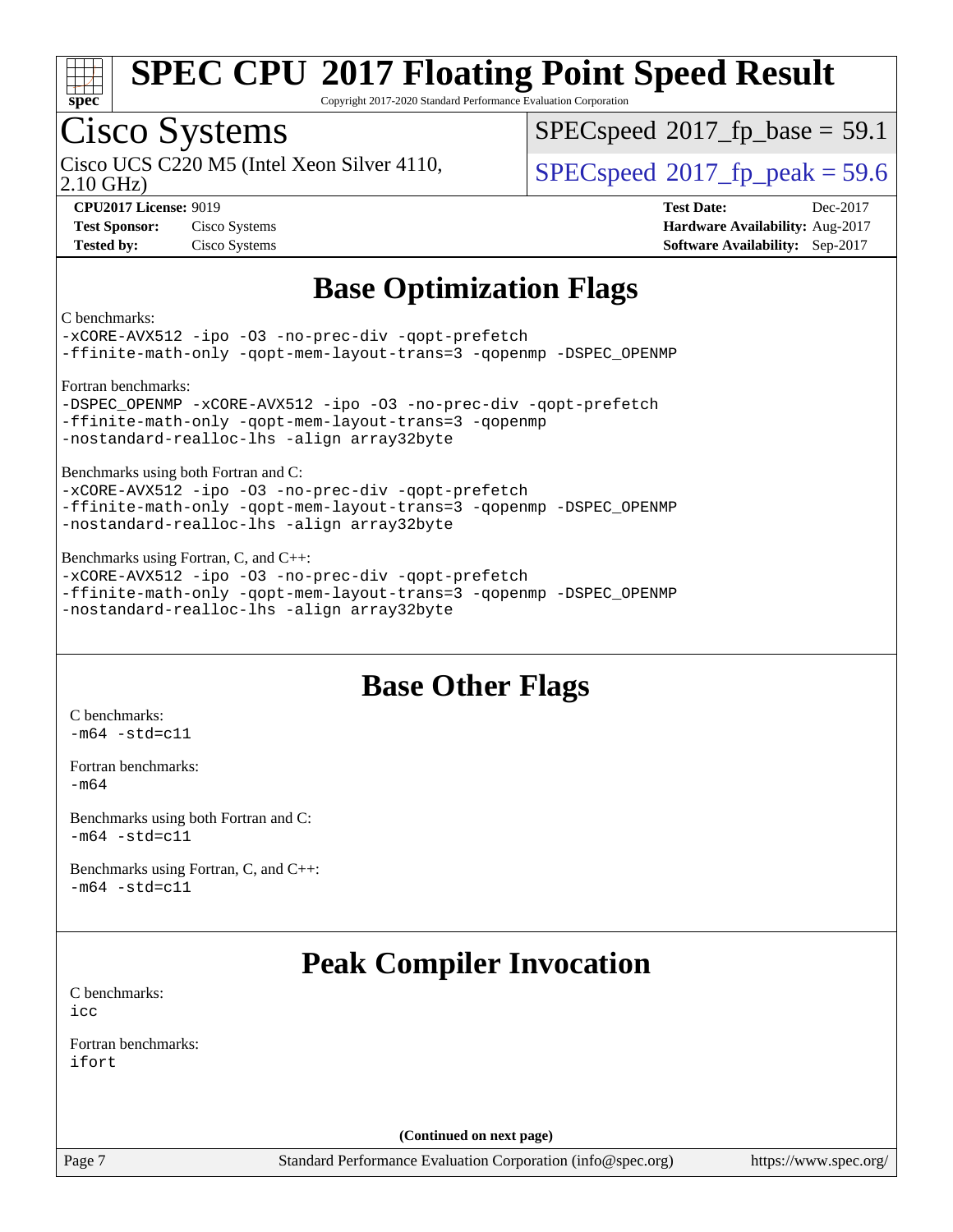# SPEC CPU 2017 Floating Point Speed Result

Copyright 2017-2020 Standard Performance Evaluation Corporation

## Cisco Systems

Cisco UCS C220 M5 (Intel Xeon Silver 4110, 2.10 GHz)

SPECspeed 2017_fp_base = 59.1

SPECspeed 2017_fp_peak = 59.6

**CPU2017 License:** 9019
**Test Sponsor:** Cisco Systems
**Tested by:** Cisco Systems

**Test Date:** Dec-2017
**Hardware Availability:** Aug-2017
**Software Availability:** Sep-2017

## Base Optimization Flags

C benchmarks:
```
-xCORE-AVX512 -ipo -O3 -no-prec-div -qopt-prefetch
-ffinite-math-only -qopt-mem-layout-trans=3 -qopenmp -DSPEC_OPENMP
```

Fortran benchmarks:
```
-DSPEC_OPENMP -xCORE-AVX512 -ipo -O3 -no-prec-div -qopt-prefetch
-ffinite-math-only -qopt-mem-layout-trans=3 -qopenmp
-nostandard-realloc-lhs -align array32byte
```

Benchmarks using both Fortran and C:
```
-xCORE-AVX512 -ipo -O3 -no-prec-div -qopt-prefetch
-ffinite-math-only -qopt-mem-layout-trans=3 -qopenmp -DSPEC_OPENMP
-nostandard-realloc-lhs -align array32byte
```

Benchmarks using Fortran, C, and C++:
```
-xCORE-AVX512 -ipo -O3 -no-prec-div -qopt-prefetch
-ffinite-math-only -qopt-mem-layout-trans=3 -qopenmp -DSPEC_OPENMP
-nostandard-realloc-lhs -align array32byte
```

## Base Other Flags

C benchmarks:
```
-m64 -std=c11
```

Fortran benchmarks:
```
-m64
```

Benchmarks using both Fortran and C:
```
-m64 -std=c11
```

Benchmarks using Fortran, C, and C++:
```
-m64 -std=c11
```

## Peak Compiler Invocation

C benchmarks:
```
icc
```

Fortran benchmarks:
```
ifort
```

**(Continued on next page)**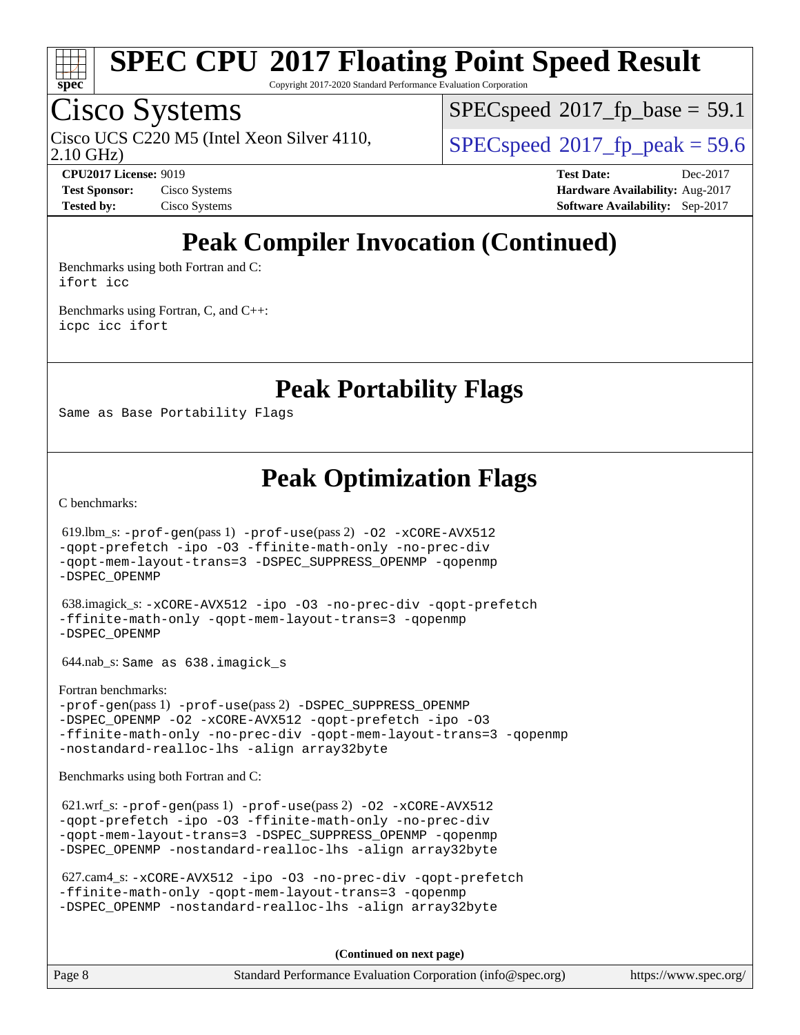# Peak Compiler Invocation (Continued)

Benchmarks using both Fortran and C:
ifort icc

Benchmarks using Fortran, C, and C++:
icpc icc ifort

# Peak Portability Flags

Same as Base Portability Flags

# Peak Optimization Flags

C benchmarks:

619.lbm_s: -prof-gen(pass 1) -prof-use(pass 2) -O2 -xCORE-AVX512 -qopt-prefetch -ipo -O3 -ffinite-math-only -no-prec-div -qopt-mem-layout-trans=3 -DSPEC_SUPPRESS_OPENMP -qopenmp -DSPEC_OPENMP

638.imagick_s: -xCORE-AVX512 -ipo -O3 -no-prec-div -qopt-prefetch -ffinite-math-only -qopt-mem-layout-trans=3 -qopenmp -DSPEC_OPENMP

644.nab_s: Same as 638.imagick_s

Fortran benchmarks:
-prof-gen(pass 1) -prof-use(pass 2) -DSPEC_SUPPRESS_OPENMP -DSPEC_OPENMP -O2 -xCORE-AVX512 -qopt-prefetch -ipo -O3 -ffinite-math-only -no-prec-div -qopt-mem-layout-trans=3 -qopenmp -nostandard-realloc-lhs -align array32byte

Benchmarks using both Fortran and C:

621.wrf_s: -prof-gen(pass 1) -prof-use(pass 2) -O2 -xCORE-AVX512 -qopt-prefetch -ipo -O3 -ffinite-math-only -no-prec-div -qopt-mem-layout-trans=3 -DSPEC_SUPPRESS_OPENMP -qopenmp -DSPEC_OPENMP -nostandard-realloc-lhs -align array32byte

627.cam4_s: -xCORE-AVX512 -ipo -O3 -no-prec-div -qopt-prefetch -ffinite-math-only -qopt-mem-layout-trans=3 -qopenmp -DSPEC_OPENMP -nostandard-realloc-lhs -align array32byte

**(Continued on next page)**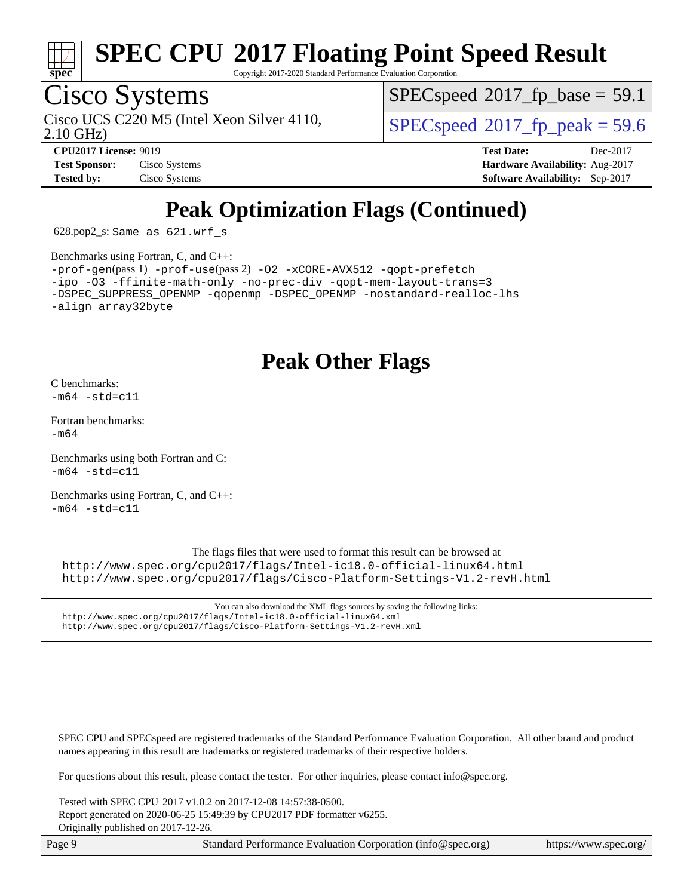# SPEC CPU 2017 Floating Point Speed Result

Copyright 2017-2020 Standard Performance Evaluation Corporation

## Cisco Systems

Cisco UCS C220 M5 (Intel Xeon Silver 4110, 2.10 GHz)

SPECspeed 2017_fp_base = 59.1

SPECspeed 2017_fp_peak = 59.6

**CPU2017 License:** 9019
**Test Sponsor:** Cisco Systems
**Tested by:** Cisco Systems

**Test Date:** Dec-2017
**Hardware Availability:** Aug-2017
**Software Availability:** Sep-2017

## Peak Optimization Flags (Continued)

628.pop2_s: Same as 621.wrf_s

Benchmarks using Fortran, C, and C++:

```
-prof-gen(pass 1) -prof-use(pass 2) -O2 -xCORE-AVX512 -qopt-prefetch
-ipo -O3 -ffinite-math-only -no-prec-div -qopt-mem-layout-trans=3
-DSPEC_SUPPRESS_OPENMP -qopenmp -DSPEC_OPENMP -nostandard-realloc-lhs
-align array32byte
```

## Peak Other Flags

C benchmarks:
`-m64 -std=c11`

Fortran benchmarks:
`-m64`

Benchmarks using both Fortran and C:
`-m64 -std=c11`

Benchmarks using Fortran, C, and C++:
`-m64 -std=c11`

The flags files that were used to format this result can be browsed at
http://www.spec.org/cpu2017/flags/Intel-ic18.0-official-linux64.html
http://www.spec.org/cpu2017/flags/Cisco-Platform-Settings-V1.2-revH.html

You can also download the XML flags sources by saving the following links:
http://www.spec.org/cpu2017/flags/Intel-ic18.0-official-linux64.xml
http://www.spec.org/cpu2017/flags/Cisco-Platform-Settings-V1.2-revH.xml

SPEC CPU and SPECspeed are registered trademarks of the Standard Performance Evaluation Corporation. All other brand and product names appearing in this result are trademarks or registered trademarks of their respective holders.

For questions about this result, please contact the tester. For other inquiries, please contact info@spec.org.

Tested with SPEC CPU 2017 v1.0.2 on 2017-12-08 14:57:38-0500.
Report generated on 2020-06-25 15:49:39 by CPU2017 PDF formatter v6255.
Originally published on 2017-12-26.